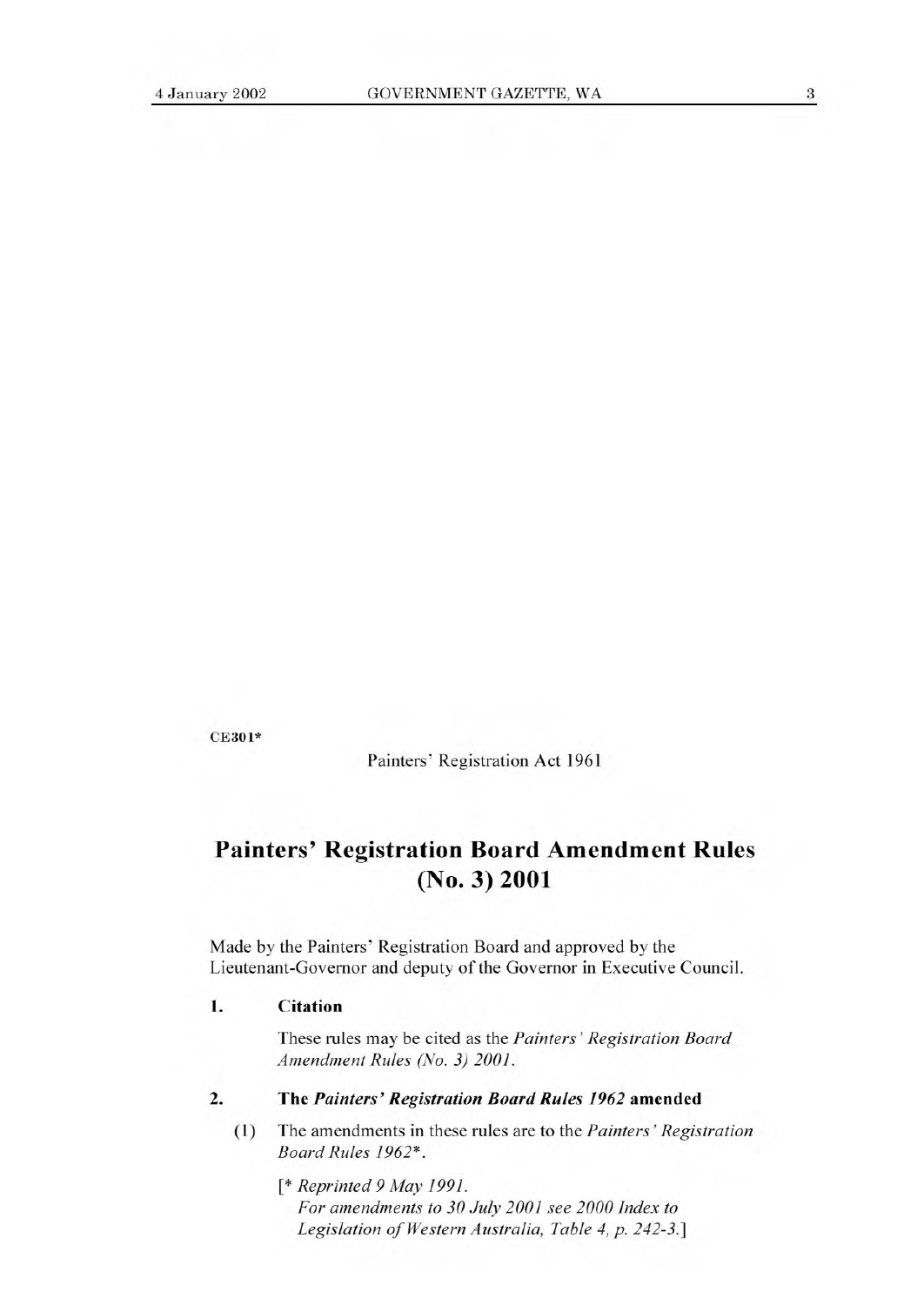CE301*

Painters' Registration Act 1961

# Painters' Registration Board Amendment Rules (No. 3) 2001

Made by the Painters' Registration Board and approved by the Lieutenant-Governor and deputy of the Governor in Executive Council.

### 1. Citation

These rules may be cited as the *Painters' Registration Board Amendment Rules (No. 3) 2001*.

### 2. The *Painters' Registration Board Rules 1962* amended

(1) The amendments in these rules are to the *Painters' Registration Board Rules 1962**.

[* *Reprinted 9 May 1991.*
*For amendments to 30 July 2001 see 2000 Index to Legislation of Western Australia, Table 4, p. 242-3.*]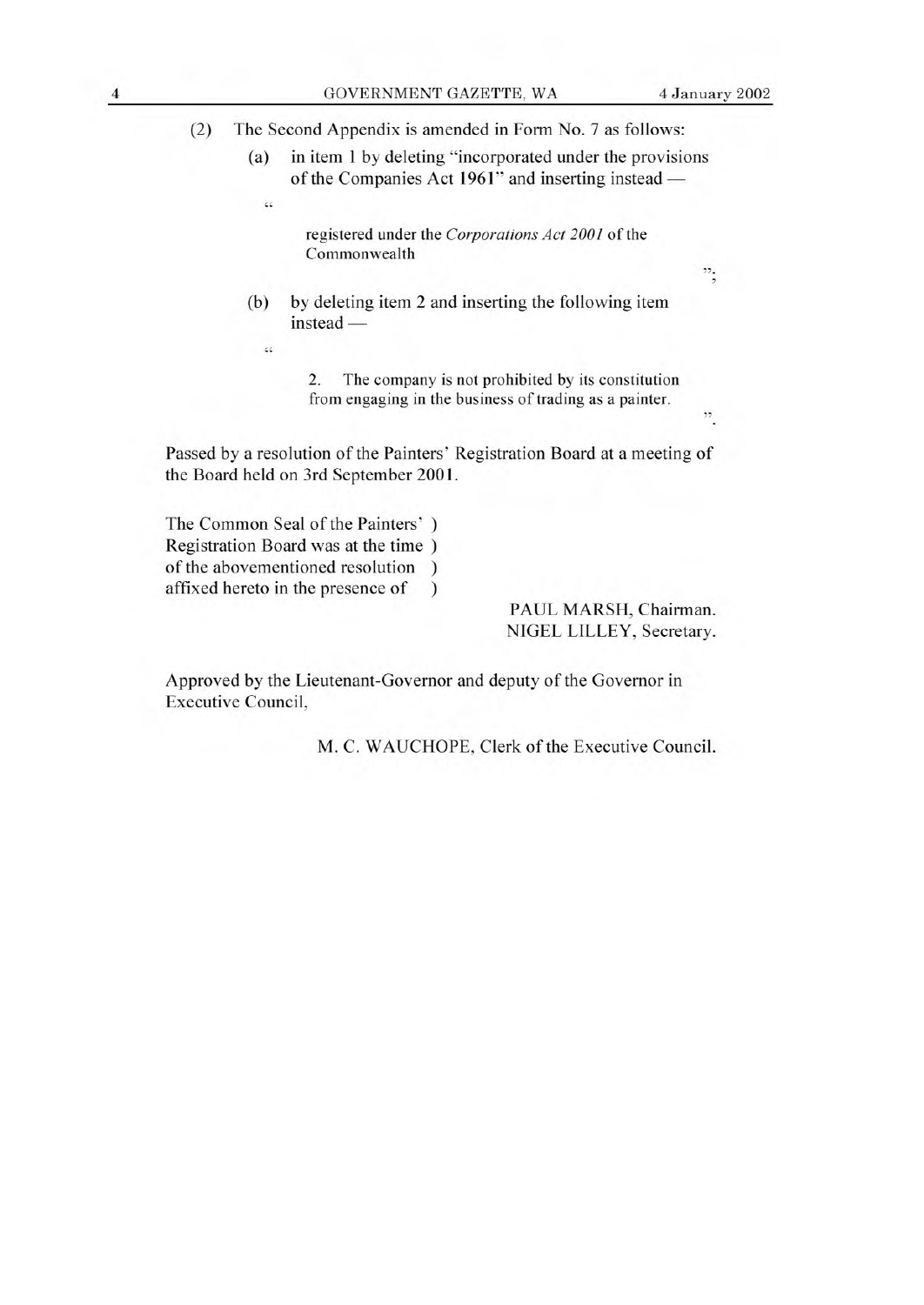(2) The Second Appendix is amended in Form No. 7 as follows:

(a) in item 1 by deleting "incorporated under the provisions of the Companies Act 1961" and inserting instead —

"

> registered under the *Corporations Act 2001* of the Commonwealth

";

(b) by deleting item 2 and inserting the following item instead —

"

> 2. The company is not prohibited by its constitution from engaging in the business of trading as a painter.

".

Passed by a resolution of the Painters' Registration Board at a meeting of the Board held on 3rd September 2001.

The Common Seal of the Painters' )
Registration Board was at the time )
of the abovementioned resolution )
affixed hereto in the presence of )

PAUL MARSH, Chairman.
NIGEL LILLEY, Secretary.

Approved by the Lieutenant-Governor and deputy of the Governor in Executive Council,

M. C. WAUCHOPE, Clerk of the Executive Council.